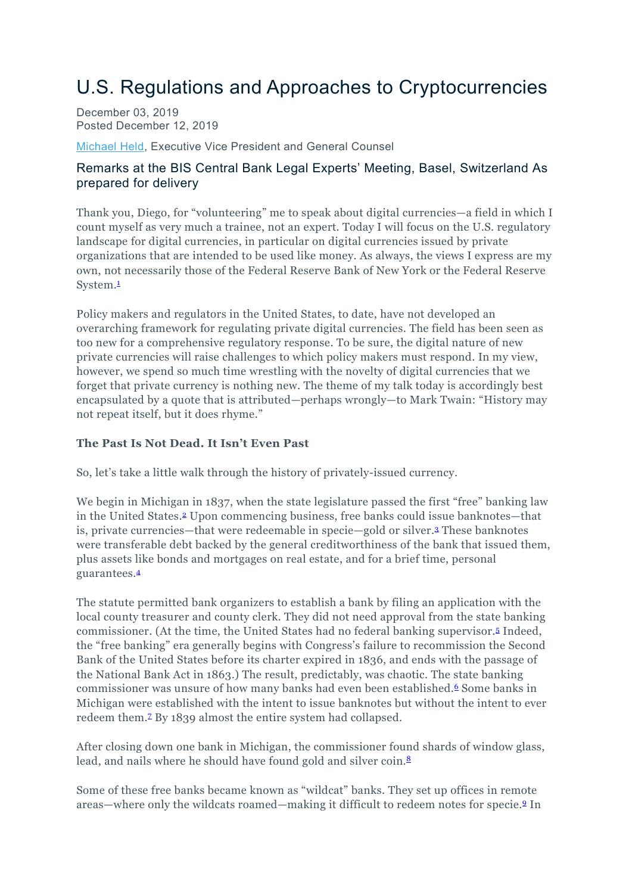# U.S. Regulations and Approaches to Cryptocurrencies

December 03, 2019
Posted December 12, 2019

Michael Held, Executive Vice President and General Counsel

## Remarks at the BIS Central Bank Legal Experts' Meeting, Basel, Switzerland As prepared for delivery

Thank you, Diego, for "volunteering" me to speak about digital currencies—a field in which I count myself as very much a trainee, not an expert. Today I will focus on the U.S. regulatory landscape for digital currencies, in particular on digital currencies issued by private organizations that are intended to be used like money. As always, the views I express are my own, not necessarily those of the Federal Reserve Bank of New York or the Federal Reserve System.[1]

Policy makers and regulators in the United States, to date, have not developed an overarching framework for regulating private digital currencies. The field has been seen as too new for a comprehensive regulatory response. To be sure, the digital nature of new private currencies will raise challenges to which policy makers must respond. In my view, however, we spend so much time wrestling with the novelty of digital currencies that we forget that private currency is nothing new. The theme of my talk today is accordingly best encapsulated by a quote that is attributed—perhaps wrongly—to Mark Twain: "History may not repeat itself, but it does rhyme."

### The Past Is Not Dead. It Isn't Even Past

So, let's take a little walk through the history of privately-issued currency.

We begin in Michigan in 1837, when the state legislature passed the first "free" banking law in the United States.[2] Upon commencing business, free banks could issue banknotes—that is, private currencies—that were redeemable in specie—gold or silver.[3] These banknotes were transferable debt backed by the general creditworthiness of the bank that issued them, plus assets like bonds and mortgages on real estate, and for a brief time, personal guarantees.[4]

The statute permitted bank organizers to establish a bank by filing an application with the local county treasurer and county clerk. They did not need approval from the state banking commissioner. (At the time, the United States had no federal banking supervisor.[5] Indeed, the "free banking" era generally begins with Congress's failure to recommission the Second Bank of the United States before its charter expired in 1836, and ends with the passage of the National Bank Act in 1863.) The result, predictably, was chaotic. The state banking commissioner was unsure of how many banks had even been established.[6] Some banks in Michigan were established with the intent to issue banknotes but without the intent to ever redeem them.[7] By 1839 almost the entire system had collapsed.

After closing down one bank in Michigan, the commissioner found shards of window glass, lead, and nails where he should have found gold and silver coin.[8]

Some of these free banks became known as "wildcat" banks. They set up offices in remote areas—where only the wildcats roamed—making it difficult to redeem notes for specie.[9] In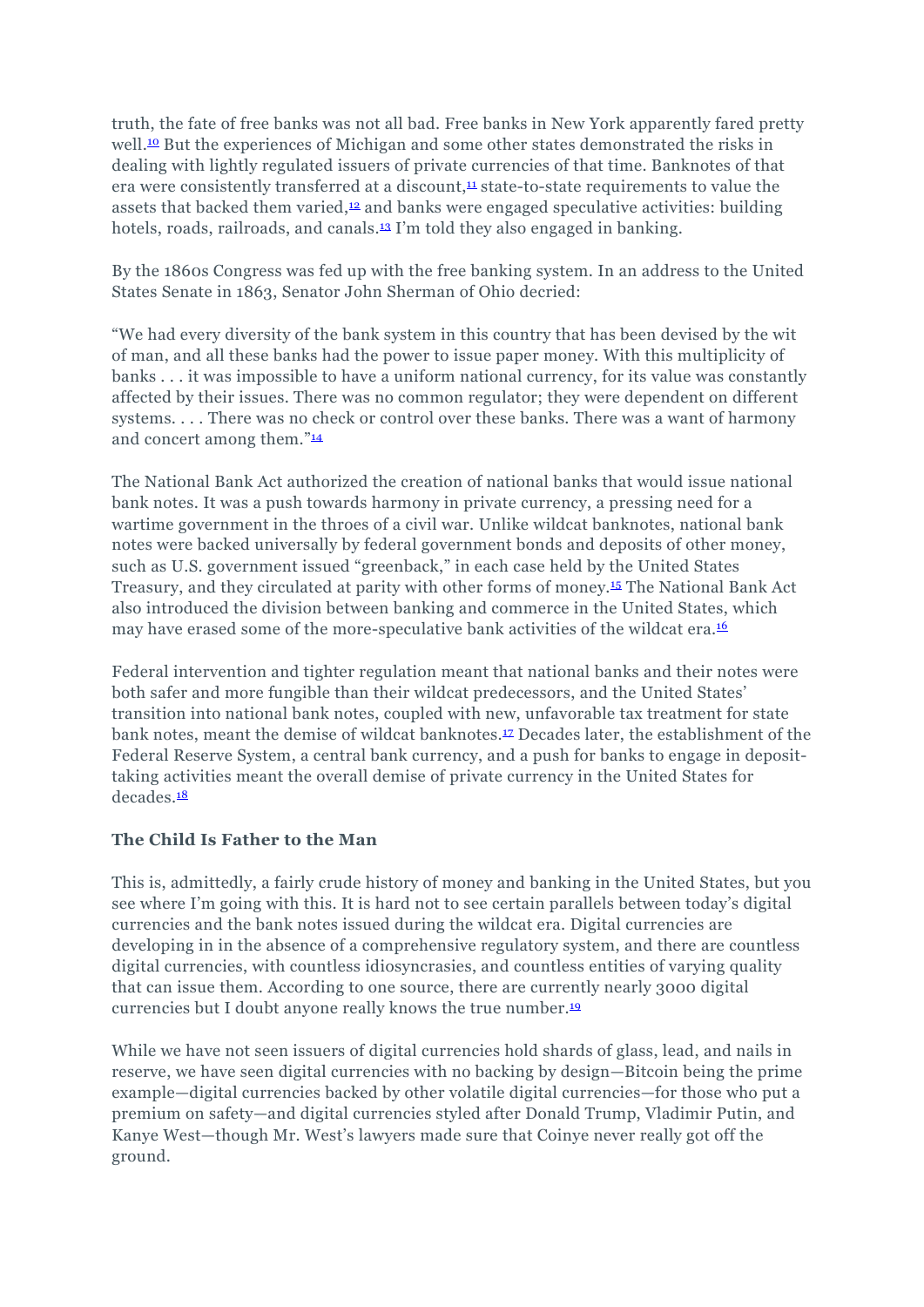truth, the fate of free banks was not all bad. Free banks in New York apparently fared pretty well.[10] But the experiences of Michigan and some other states demonstrated the risks in dealing with lightly regulated issuers of private currencies of that time. Banknotes of that era were consistently transferred at a discount,[11] state-to-state requirements to value the assets that backed them varied,[12] and banks were engaged speculative activities: building hotels, roads, railroads, and canals.[13] I'm told they also engaged in banking.

By the 1860s Congress was fed up with the free banking system. In an address to the United States Senate in 1863, Senator John Sherman of Ohio decried:

"We had every diversity of the bank system in this country that has been devised by the wit of man, and all these banks had the power to issue paper money. With this multiplicity of banks . . . it was impossible to have a uniform national currency, for its value was constantly affected by their issues. There was no common regulator; they were dependent on different systems. . . . There was no check or control over these banks. There was a want of harmony and concert among them."[14]

The National Bank Act authorized the creation of national banks that would issue national bank notes. It was a push towards harmony in private currency, a pressing need for a wartime government in the throes of a civil war. Unlike wildcat banknotes, national bank notes were backed universally by federal government bonds and deposits of other money, such as U.S. government issued "greenback," in each case held by the United States Treasury, and they circulated at parity with other forms of money.[15] The National Bank Act also introduced the division between banking and commerce in the United States, which may have erased some of the more-speculative bank activities of the wildcat era.[16]

Federal intervention and tighter regulation meant that national banks and their notes were both safer and more fungible than their wildcat predecessors, and the United States' transition into national bank notes, coupled with new, unfavorable tax treatment for state bank notes, meant the demise of wildcat banknotes.[17] Decades later, the establishment of the Federal Reserve System, a central bank currency, and a push for banks to engage in deposit-taking activities meant the overall demise of private currency in the United States for decades.[18]

### The Child Is Father to the Man

This is, admittedly, a fairly crude history of money and banking in the United States, but you see where I'm going with this. It is hard not to see certain parallels between today's digital currencies and the bank notes issued during the wildcat era. Digital currencies are developing in in the absence of a comprehensive regulatory system, and there are countless digital currencies, with countless idiosyncrasies, and countless entities of varying quality that can issue them. According to one source, there are currently nearly 3000 digital currencies but I doubt anyone really knows the true number.[19]

While we have not seen issuers of digital currencies hold shards of glass, lead, and nails in reserve, we have seen digital currencies with no backing by design—Bitcoin being the prime example—digital currencies backed by other volatile digital currencies—for those who put a premium on safety—and digital currencies styled after Donald Trump, Vladimir Putin, and Kanye West—though Mr. West's lawyers made sure that Coinye never really got off the ground.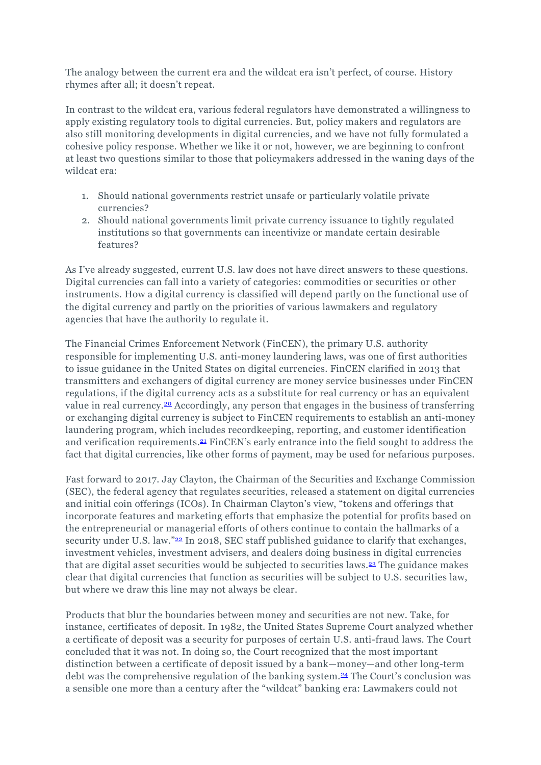The analogy between the current era and the wildcat era isn't perfect, of course. History rhymes after all; it doesn't repeat.

In contrast to the wildcat era, various federal regulators have demonstrated a willingness to apply existing regulatory tools to digital currencies. But, policy makers and regulators are also still monitoring developments in digital currencies, and we have not fully formulated a cohesive policy response. Whether we like it or not, however, we are beginning to confront at least two questions similar to those that policymakers addressed in the waning days of the wildcat era:

1. Should national governments restrict unsafe or particularly volatile private currencies?
2. Should national governments limit private currency issuance to tightly regulated institutions so that governments can incentivize or mandate certain desirable features?

As I've already suggested, current U.S. law does not have direct answers to these questions. Digital currencies can fall into a variety of categories: commodities or securities or other instruments. How a digital currency is classified will depend partly on the functional use of the digital currency and partly on the priorities of various lawmakers and regulatory agencies that have the authority to regulate it.

The Financial Crimes Enforcement Network (FinCEN), the primary U.S. authority responsible for implementing U.S. anti-money laundering laws, was one of first authorities to issue guidance in the United States on digital currencies. FinCEN clarified in 2013 that transmitters and exchangers of digital currency are money service businesses under FinCEN regulations, if the digital currency acts as a substitute for real currency or has an equivalent value in real currency.[20] Accordingly, any person that engages in the business of transferring or exchanging digital currency is subject to FinCEN requirements to establish an anti-money laundering program, which includes recordkeeping, reporting, and customer identification and verification requirements.[21] FinCEN's early entrance into the field sought to address the fact that digital currencies, like other forms of payment, may be used for nefarious purposes.

Fast forward to 2017. Jay Clayton, the Chairman of the Securities and Exchange Commission (SEC), the federal agency that regulates securities, released a statement on digital currencies and initial coin offerings (ICOs). In Chairman Clayton's view, "tokens and offerings that incorporate features and marketing efforts that emphasize the potential for profits based on the entrepreneurial or managerial efforts of others continue to contain the hallmarks of a security under U.S. law."[22] In 2018, SEC staff published guidance to clarify that exchanges, investment vehicles, investment advisers, and dealers doing business in digital currencies that are digital asset securities would be subjected to securities laws.[23] The guidance makes clear that digital currencies that function as securities will be subject to U.S. securities law, but where we draw this line may not always be clear.

Products that blur the boundaries between money and securities are not new. Take, for instance, certificates of deposit. In 1982, the United States Supreme Court analyzed whether a certificate of deposit was a security for purposes of certain U.S. anti-fraud laws. The Court concluded that it was not. In doing so, the Court recognized that the most important distinction between a certificate of deposit issued by a bank—money—and other long-term debt was the comprehensive regulation of the banking system.[24] The Court's conclusion was a sensible one more than a century after the "wildcat" banking era: Lawmakers could not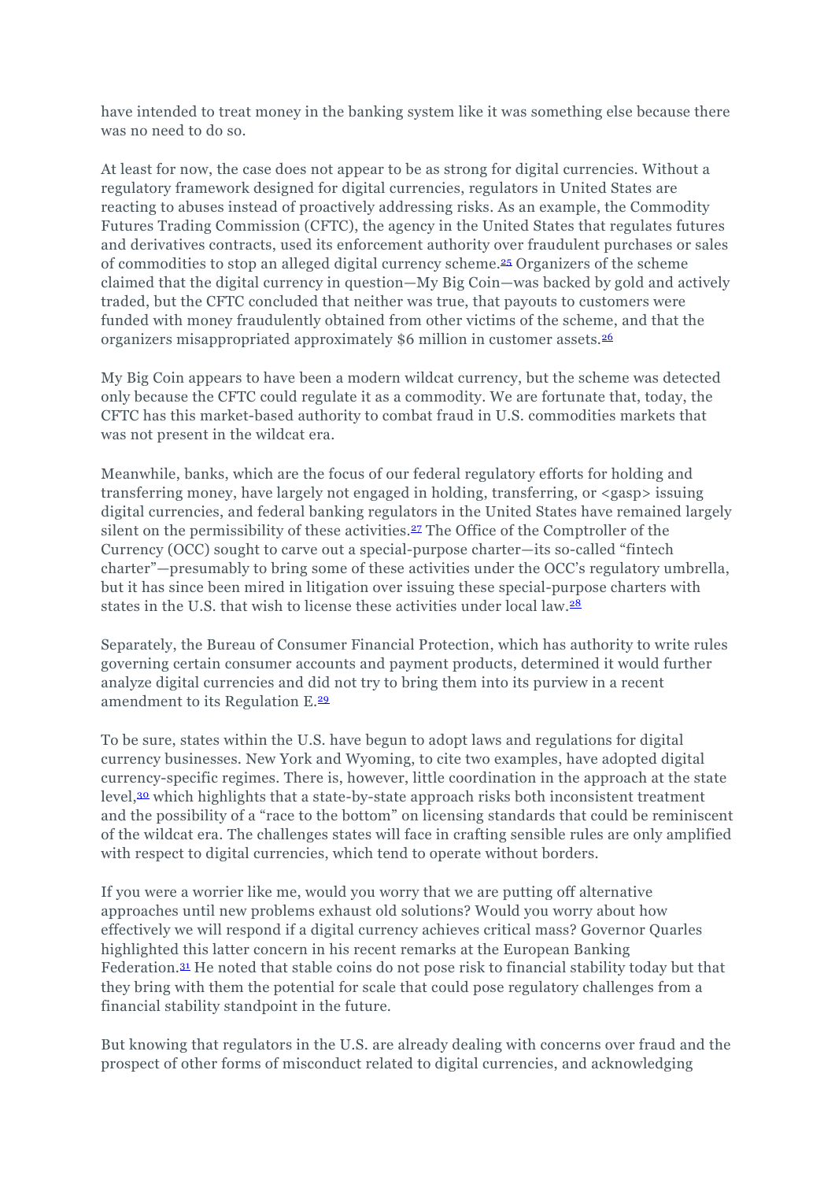have intended to treat money in the banking system like it was something else because there was no need to do so.

At least for now, the case does not appear to be as strong for digital currencies. Without a regulatory framework designed for digital currencies, regulators in United States are reacting to abuses instead of proactively addressing risks. As an example, the Commodity Futures Trading Commission (CFTC), the agency in the United States that regulates futures and derivatives contracts, used its enforcement authority over fraudulent purchases or sales of commodities to stop an alleged digital currency scheme.[25] Organizers of the scheme claimed that the digital currency in question—My Big Coin—was backed by gold and actively traded, but the CFTC concluded that neither was true, that payouts to customers were funded with money fraudulently obtained from other victims of the scheme, and that the organizers misappropriated approximately $6 million in customer assets.[26]

My Big Coin appears to have been a modern wildcat currency, but the scheme was detected only because the CFTC could regulate it as a commodity. We are fortunate that, today, the CFTC has this market-based authority to combat fraud in U.S. commodities markets that was not present in the wildcat era.

Meanwhile, banks, which are the focus of our federal regulatory efforts for holding and transferring money, have largely not engaged in holding, transferring, or <gasp> issuing digital currencies, and federal banking regulators in the United States have remained largely silent on the permissibility of these activities.[27] The Office of the Comptroller of the Currency (OCC) sought to carve out a special-purpose charter—its so-called "fintech charter"—presumably to bring some of these activities under the OCC's regulatory umbrella, but it has since been mired in litigation over issuing these special-purpose charters with states in the U.S. that wish to license these activities under local law.[28]

Separately, the Bureau of Consumer Financial Protection, which has authority to write rules governing certain consumer accounts and payment products, determined it would further analyze digital currencies and did not try to bring them into its purview in a recent amendment to its Regulation E.[29]

To be sure, states within the U.S. have begun to adopt laws and regulations for digital currency businesses. New York and Wyoming, to cite two examples, have adopted digital currency-specific regimes. There is, however, little coordination in the approach at the state level,[30] which highlights that a state-by-state approach risks both inconsistent treatment and the possibility of a "race to the bottom" on licensing standards that could be reminiscent of the wildcat era. The challenges states will face in crafting sensible rules are only amplified with respect to digital currencies, which tend to operate without borders.

If you were a worrier like me, would you worry that we are putting off alternative approaches until new problems exhaust old solutions? Would you worry about how effectively we will respond if a digital currency achieves critical mass? Governor Quarles highlighted this latter concern in his recent remarks at the European Banking Federation.[31] He noted that stable coins do not pose risk to financial stability today but that they bring with them the potential for scale that could pose regulatory challenges from a financial stability standpoint in the future.

But knowing that regulators in the U.S. are already dealing with concerns over fraud and the prospect of other forms of misconduct related to digital currencies, and acknowledging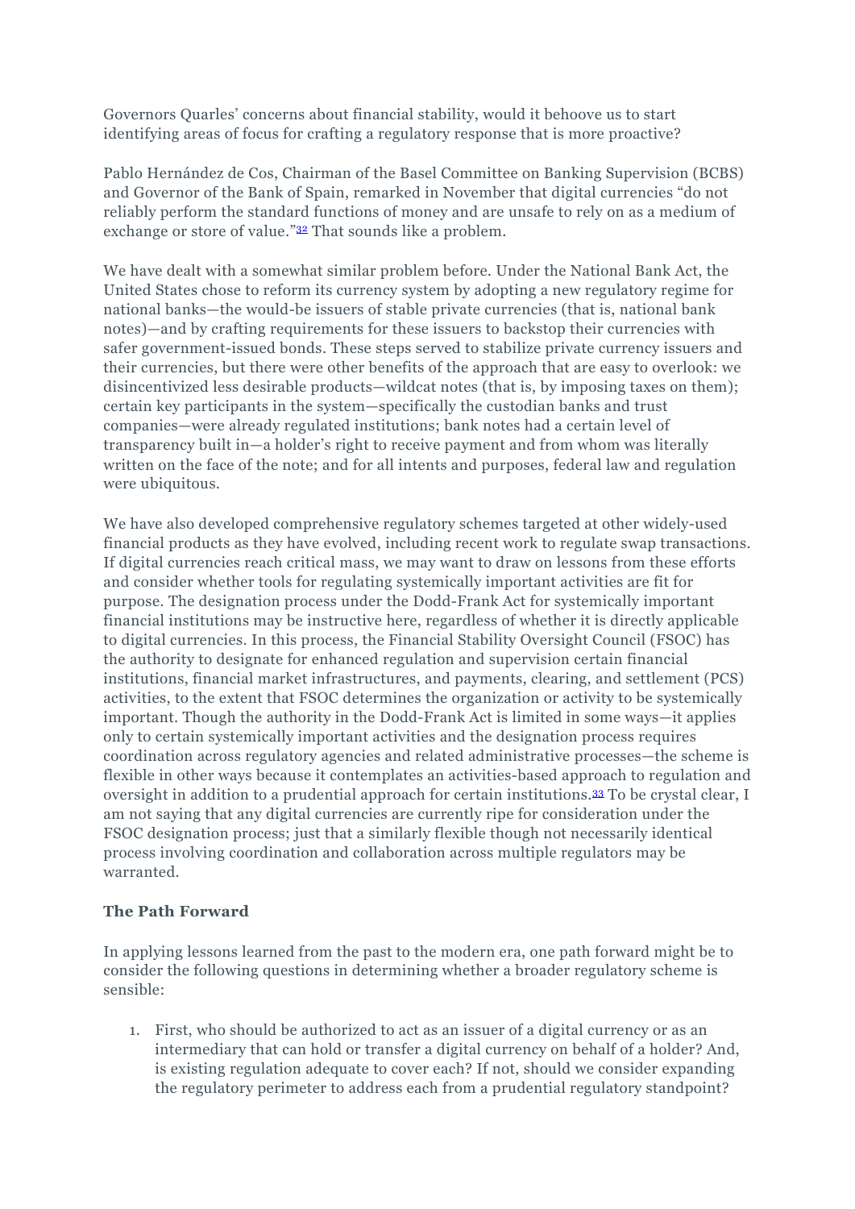Governors Quarles' concerns about financial stability, would it behoove us to start identifying areas of focus for crafting a regulatory response that is more proactive?

Pablo Hernández de Cos, Chairman of the Basel Committee on Banking Supervision (BCBS) and Governor of the Bank of Spain, remarked in November that digital currencies "do not reliably perform the standard functions of money and are unsafe to rely on as a medium of exchange or store of value."[32] That sounds like a problem.

We have dealt with a somewhat similar problem before. Under the National Bank Act, the United States chose to reform its currency system by adopting a new regulatory regime for national banks—the would-be issuers of stable private currencies (that is, national bank notes)—and by crafting requirements for these issuers to backstop their currencies with safer government-issued bonds. These steps served to stabilize private currency issuers and their currencies, but there were other benefits of the approach that are easy to overlook: we disincentivized less desirable products—wildcat notes (that is, by imposing taxes on them); certain key participants in the system—specifically the custodian banks and trust companies—were already regulated institutions; bank notes had a certain level of transparency built in—a holder's right to receive payment and from whom was literally written on the face of the note; and for all intents and purposes, federal law and regulation were ubiquitous.

We have also developed comprehensive regulatory schemes targeted at other widely-used financial products as they have evolved, including recent work to regulate swap transactions. If digital currencies reach critical mass, we may want to draw on lessons from these efforts and consider whether tools for regulating systemically important activities are fit for purpose. The designation process under the Dodd-Frank Act for systemically important financial institutions may be instructive here, regardless of whether it is directly applicable to digital currencies. In this process, the Financial Stability Oversight Council (FSOC) has the authority to designate for enhanced regulation and supervision certain financial institutions, financial market infrastructures, and payments, clearing, and settlement (PCS) activities, to the extent that FSOC determines the organization or activity to be systemically important. Though the authority in the Dodd-Frank Act is limited in some ways—it applies only to certain systemically important activities and the designation process requires coordination across regulatory agencies and related administrative processes—the scheme is flexible in other ways because it contemplates an activities-based approach to regulation and oversight in addition to a prudential approach for certain institutions.[33] To be crystal clear, I am not saying that any digital currencies are currently ripe for consideration under the FSOC designation process; just that a similarly flexible though not necessarily identical process involving coordination and collaboration across multiple regulators may be warranted.

### The Path Forward

In applying lessons learned from the past to the modern era, one path forward might be to consider the following questions in determining whether a broader regulatory scheme is sensible:

1. First, who should be authorized to act as an issuer of a digital currency or as an intermediary that can hold or transfer a digital currency on behalf of a holder? And, is existing regulation adequate to cover each? If not, should we consider expanding the regulatory perimeter to address each from a prudential regulatory standpoint?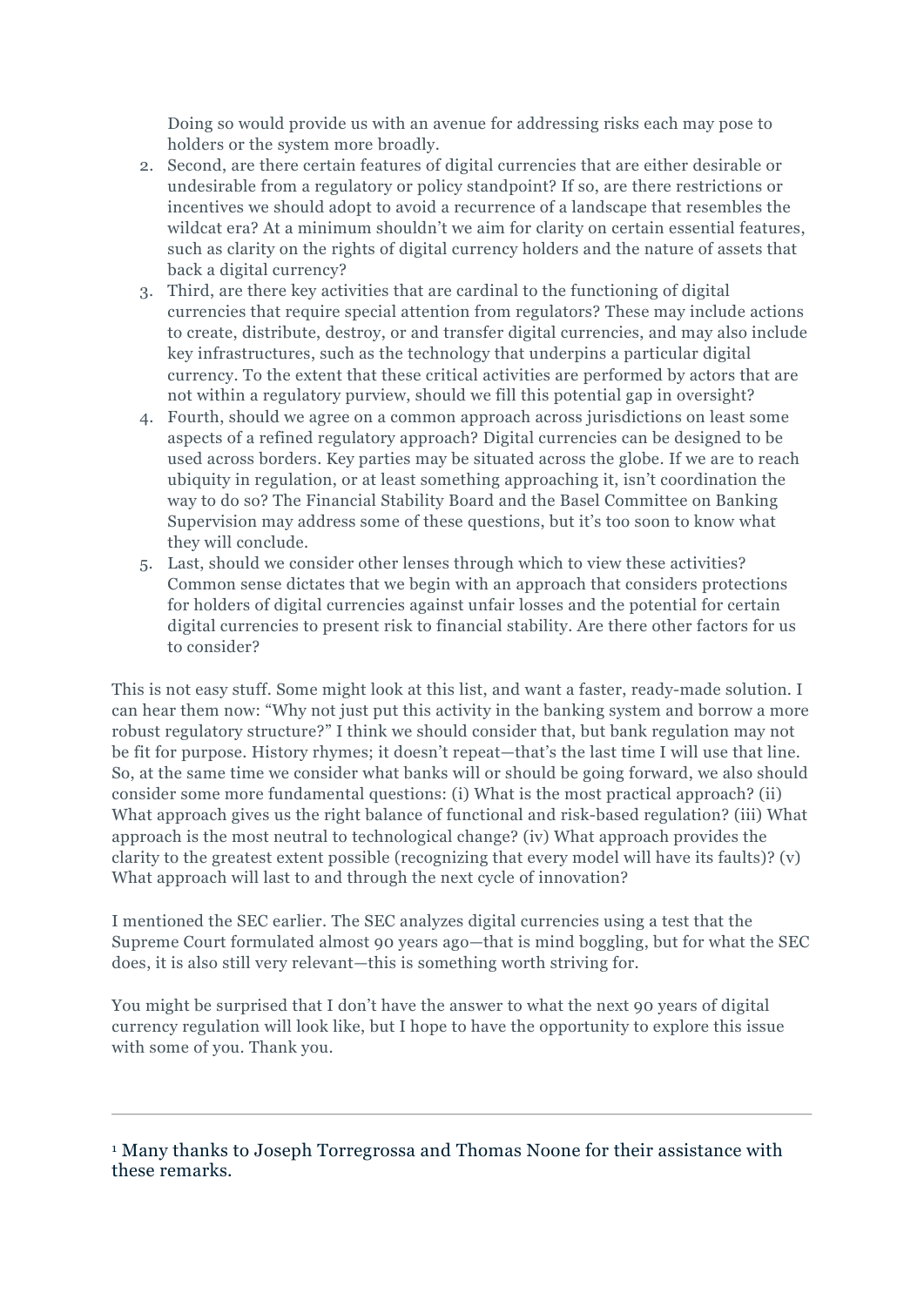Doing so would provide us with an avenue for addressing risks each may pose to holders or the system more broadly.

2. Second, are there certain features of digital currencies that are either desirable or undesirable from a regulatory or policy standpoint? If so, are there restrictions or incentives we should adopt to avoid a recurrence of a landscape that resembles the wildcat era? At a minimum shouldn't we aim for clarity on certain essential features, such as clarity on the rights of digital currency holders and the nature of assets that back a digital currency?
3. Third, are there key activities that are cardinal to the functioning of digital currencies that require special attention from regulators? These may include actions to create, distribute, destroy, or and transfer digital currencies, and may also include key infrastructures, such as the technology that underpins a particular digital currency. To the extent that these critical activities are performed by actors that are not within a regulatory purview, should we fill this potential gap in oversight?
4. Fourth, should we agree on a common approach across jurisdictions on least some aspects of a refined regulatory approach? Digital currencies can be designed to be used across borders. Key parties may be situated across the globe. If we are to reach ubiquity in regulation, or at least something approaching it, isn't coordination the way to do so? The Financial Stability Board and the Basel Committee on Banking Supervision may address some of these questions, but it's too soon to know what they will conclude.
5. Last, should we consider other lenses through which to view these activities? Common sense dictates that we begin with an approach that considers protections for holders of digital currencies against unfair losses and the potential for certain digital currencies to present risk to financial stability. Are there other factors for us to consider?

This is not easy stuff. Some might look at this list, and want a faster, ready-made solution. I can hear them now: "Why not just put this activity in the banking system and borrow a more robust regulatory structure?" I think we should consider that, but bank regulation may not be fit for purpose. History rhymes; it doesn't repeat—that's the last time I will use that line. So, at the same time we consider what banks will or should be going forward, we also should consider some more fundamental questions: (i) What is the most practical approach? (ii) What approach gives us the right balance of functional and risk-based regulation? (iii) What approach is the most neutral to technological change? (iv) What approach provides the clarity to the greatest extent possible (recognizing that every model will have its faults)? (v) What approach will last to and through the next cycle of innovation?

I mentioned the SEC earlier. The SEC analyzes digital currencies using a test that the Supreme Court formulated almost 90 years ago—that is mind boggling, but for what the SEC does, it is also still very relevant—this is something worth striving for.

You might be surprised that I don't have the answer to what the next 90 years of digital currency regulation will look like, but I hope to have the opportunity to explore this issue with some of you. Thank you.

---

[1] Many thanks to Joseph Torregrossa and Thomas Noone for their assistance with these remarks.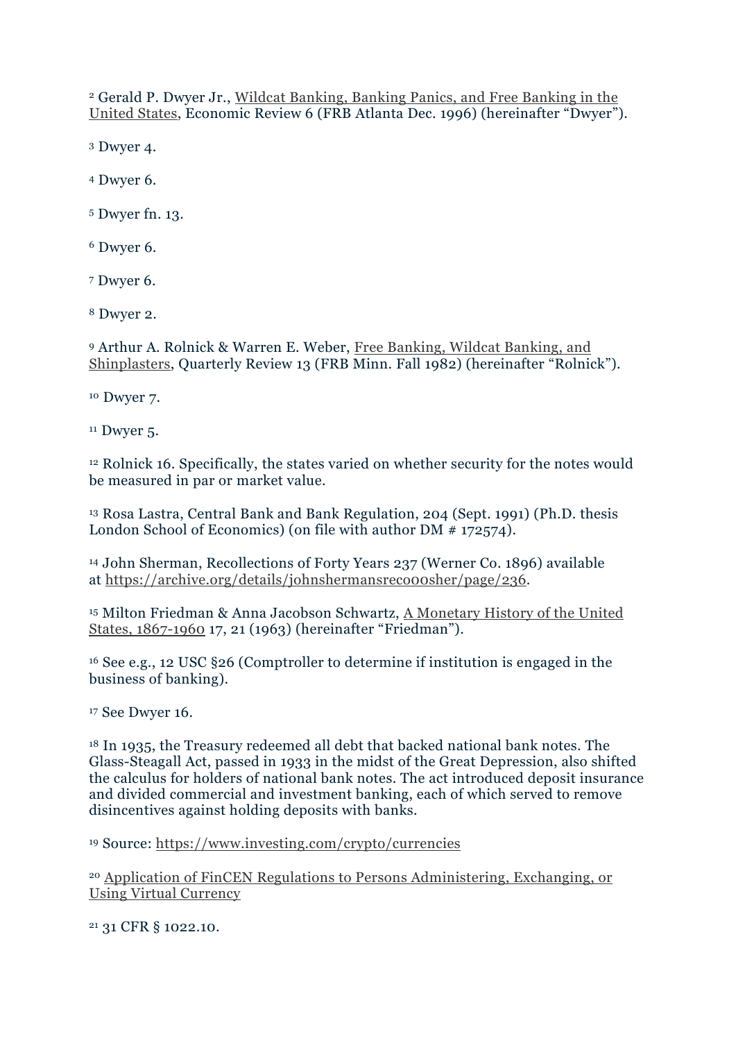[2] Gerald P. Dwyer Jr., Wildcat Banking, Banking Panics, and Free Banking in the United States, Economic Review 6 (FRB Atlanta Dec. 1996) (hereinafter "Dwyer").

[3] Dwyer 4.

[4] Dwyer 6.

[5] Dwyer fn. 13.

[6] Dwyer 6.

[7] Dwyer 6.

[8] Dwyer 2.

[9] Arthur A. Rolnick & Warren E. Weber, Free Banking, Wildcat Banking, and Shinplasters, Quarterly Review 13 (FRB Minn. Fall 1982) (hereinafter "Rolnick").

[10] Dwyer 7.

[11] Dwyer 5.

[12] Rolnick 16. Specifically, the states varied on whether security for the notes would be measured in par or market value.

[13] Rosa Lastra, Central Bank and Bank Regulation, 204 (Sept. 1991) (Ph.D. thesis London School of Economics) (on file with author DM # 172574).

[14] John Sherman, Recollections of Forty Years 237 (Werner Co. 1896) available at https://archive.org/details/johnshermansrec00sher/page/236.

[15] Milton Friedman & Anna Jacobson Schwartz, A Monetary History of the United States, 1867-1960 17, 21 (1963) (hereinafter "Friedman").

[16] See e.g., 12 USC §26 (Comptroller to determine if institution is engaged in the business of banking).

[17] See Dwyer 16.

[18] In 1935, the Treasury redeemed all debt that backed national bank notes. The Glass-Steagall Act, passed in 1933 in the midst of the Great Depression, also shifted the calculus for holders of national bank notes. The act introduced deposit insurance and divided commercial and investment banking, each of which served to remove disincentives against holding deposits with banks.

[19] Source: https://www.investing.com/crypto/currencies

[20] Application of FinCEN Regulations to Persons Administering, Exchanging, or Using Virtual Currency

[21] 31 CFR § 1022.10.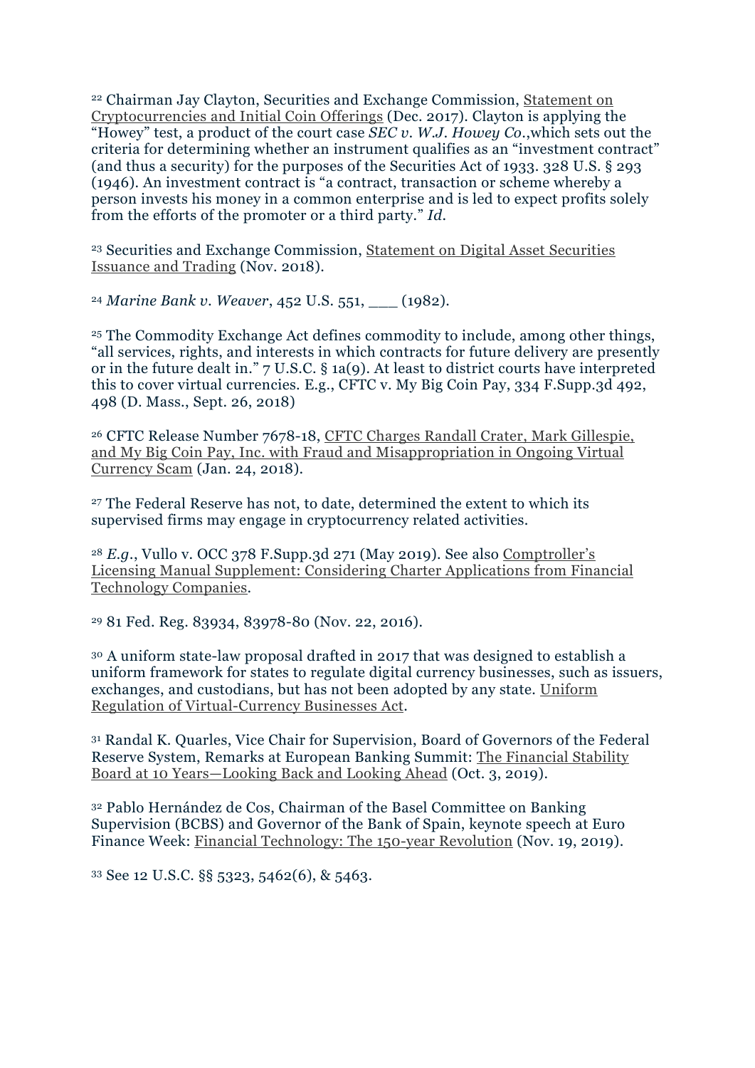[22] Chairman Jay Clayton, Securities and Exchange Commission, Statement on Cryptocurrencies and Initial Coin Offerings (Dec. 2017). Clayton is applying the "Howey" test, a product of the court case *SEC v. W.J. Howey Co.*,which sets out the criteria for determining whether an instrument qualifies as an "investment contract" (and thus a security) for the purposes of the Securities Act of 1933. 328 U.S. § 293 (1946). An investment contract is "a contract, transaction or scheme whereby a person invests his money in a common enterprise and is led to expect profits solely from the efforts of the promoter or a third party." *Id.*

[23] Securities and Exchange Commission, Statement on Digital Asset Securities Issuance and Trading (Nov. 2018).

[24] *Marine Bank v. Weaver*, 452 U.S. 551, ___ (1982).

[25] The Commodity Exchange Act defines commodity to include, among other things, "all services, rights, and interests in which contracts for future delivery are presently or in the future dealt in." 7 U.S.C. § 1a(9). At least to district courts have interpreted this to cover virtual currencies. E.g., CFTC v. My Big Coin Pay, 334 F.Supp.3d 492, 498 (D. Mass., Sept. 26, 2018)

[26] CFTC Release Number 7678-18, CFTC Charges Randall Crater, Mark Gillespie, and My Big Coin Pay, Inc. with Fraud and Misappropriation in Ongoing Virtual Currency Scam (Jan. 24, 2018).

[27] The Federal Reserve has not, to date, determined the extent to which its supervised firms may engage in cryptocurrency related activities.

[28] *E.g.*, Vullo v. OCC 378 F.Supp.3d 271 (May 2019). See also Comptroller's Licensing Manual Supplement: Considering Charter Applications from Financial Technology Companies.

[29] 81 Fed. Reg. 83934, 83978-80 (Nov. 22, 2016).

[30] A uniform state-law proposal drafted in 2017 that was designed to establish a uniform framework for states to regulate digital currency businesses, such as issuers, exchanges, and custodians, but has not been adopted by any state. Uniform Regulation of Virtual-Currency Businesses Act.

[31] Randal K. Quarles, Vice Chair for Supervision, Board of Governors of the Federal Reserve System, Remarks at European Banking Summit: The Financial Stability Board at 10 Years—Looking Back and Looking Ahead (Oct. 3, 2019).

[32] Pablo Hernández de Cos, Chairman of the Basel Committee on Banking Supervision (BCBS) and Governor of the Bank of Spain, keynote speech at Euro Finance Week: Financial Technology: The 150-year Revolution (Nov. 19, 2019).

[33] See 12 U.S.C. §§ 5323, 5462(6), & 5463.